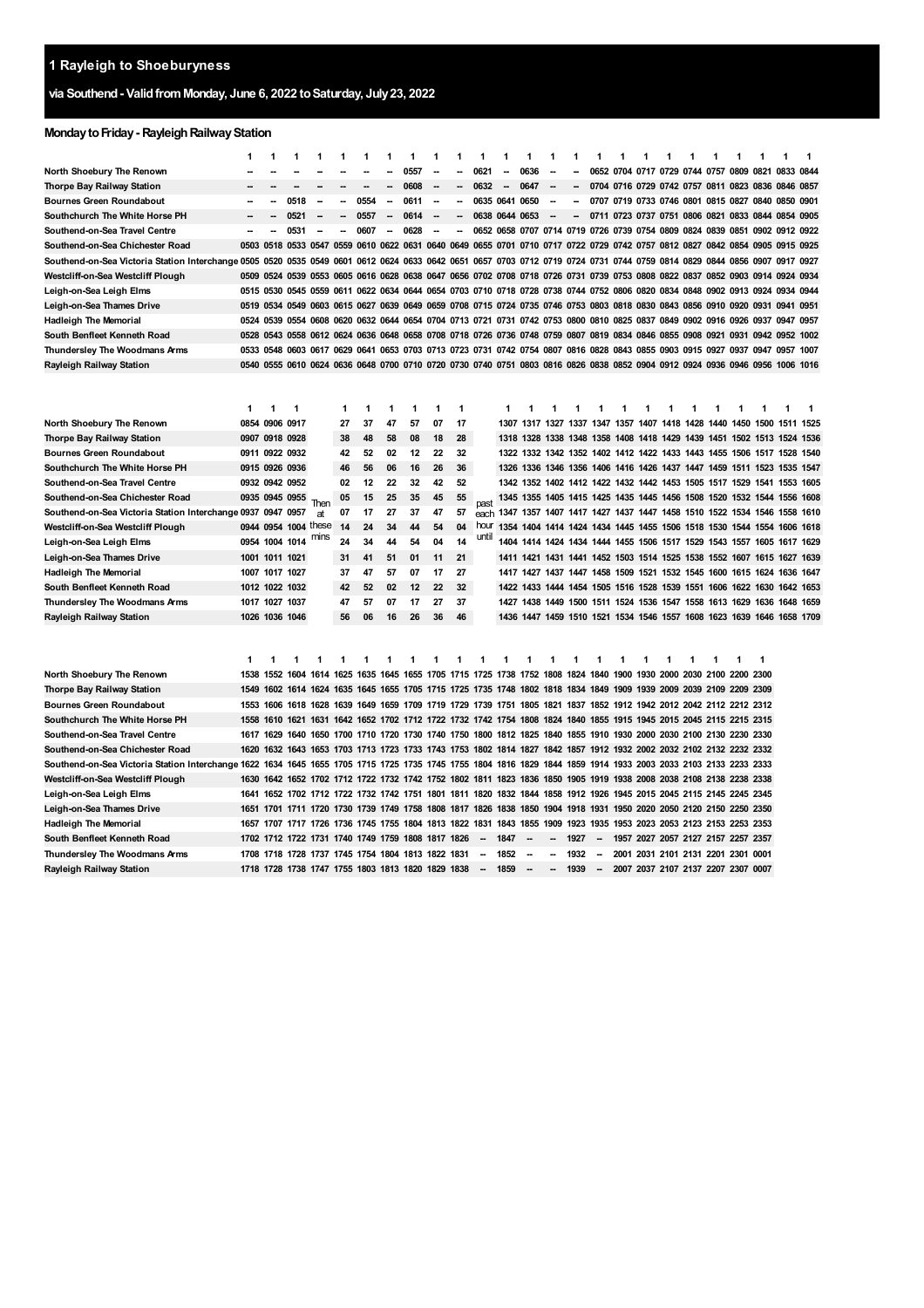# 1 Rayleigh to Shoeburyness

## via Southend - Valid from Monday, June 6, 2022 to Saturday, July 23, 2022

### Monday to Friday - Rayleigh Railway Station

| | 1 | 1 | 1 | 1 | 1 | 1 | 1 | 1 | 1 | 1 | 1 | 1 | 1 | 1 | 1 | 1 | 1 | 1 | 1 | 1 | 1 | 1 | 1 | 1 | 1 |
|---|---|---|---|---|---|---|---|---|---|---|---|---|---|---|---|---|---|---|---|---|---|---|---|---|---|
| North Shoebury The Renown | -- | -- | -- | -- | -- | -- | -- | 0557 | -- | -- | 0621 | -- | 0636 | -- | -- | 0652 | 0704 | 0717 | 0729 | 0744 | 0757 | 0809 | 0821 | 0833 | 0844 |
| Thorpe Bay Railway Station | -- | -- | -- | -- | -- | -- | -- | 0608 | -- | -- | 0632 | -- | 0647 | -- | -- | 0704 | 0716 | 0729 | 0742 | 0757 | 0811 | 0823 | 0836 | 0846 | 0857 |
| Bournes Green Roundabout | -- | -- | 0518 | -- | -- | 0554 | -- | 0611 | -- | -- | 0635 | 0641 | 0650 | -- | -- | 0707 | 0719 | 0733 | 0746 | 0801 | 0815 | 0827 | 0840 | 0850 | 0901 |
| Southchurch The White Horse PH | -- | -- | 0521 | -- | -- | 0557 | -- | 0614 | -- | -- | 0638 | 0644 | 0653 | -- | -- | 0711 | 0723 | 0737 | 0751 | 0806 | 0821 | 0833 | 0844 | 0854 | 0905 |
| Southend-on-Sea Travel Centre | -- | -- | 0531 | -- | -- | 0607 | -- | 0628 | -- | -- | 0652 | 0658 | 0707 | 0714 | 0719 | 0726 | 0739 | 0754 | 0809 | 0824 | 0839 | 0851 | 0902 | 0912 | 0922 |
| Southend-on-Sea Chichester Road | 0503 | 0518 | 0533 | 0547 | 0559 | 0610 | 0622 | 0631 | 0640 | 0649 | 0655 | 0701 | 0710 | 0717 | 0722 | 0729 | 0742 | 0757 | 0812 | 0827 | 0842 | 0854 | 0905 | 0915 | 0925 |
| Southend-on-Sea Victoria Station Interchange | 0505 | 0520 | 0535 | 0549 | 0601 | 0612 | 0624 | 0633 | 0642 | 0651 | 0657 | 0703 | 0712 | 0719 | 0724 | 0731 | 0744 | 0759 | 0814 | 0829 | 0844 | 0856 | 0907 | 0917 | 0927 |
| Westcliff-on-Sea Westcliff Plough | 0509 | 0524 | 0539 | 0553 | 0605 | 0616 | 0628 | 0638 | 0647 | 0656 | 0702 | 0708 | 0718 | 0726 | 0731 | 0739 | 0753 | 0808 | 0822 | 0837 | 0852 | 0903 | 0914 | 0924 | 0934 |
| Leigh-on-Sea Leigh Elms | 0515 | 0530 | 0545 | 0559 | 0611 | 0622 | 0634 | 0644 | 0654 | 0703 | 0710 | 0718 | 0728 | 0738 | 0744 | 0752 | 0806 | 0820 | 0834 | 0848 | 0902 | 0913 | 0924 | 0934 | 0944 |
| Leigh-on-Sea Thames Drive | 0519 | 0534 | 0549 | 0603 | 0615 | 0627 | 0639 | 0649 | 0659 | 0708 | 0715 | 0724 | 0735 | 0746 | 0753 | 0803 | 0818 | 0830 | 0843 | 0856 | 0910 | 0920 | 0931 | 0941 | 0951 |
| Hadleigh The Memorial | 0524 | 0539 | 0554 | 0608 | 0620 | 0632 | 0644 | 0654 | 0704 | 0713 | 0721 | 0731 | 0742 | 0753 | 0800 | 0810 | 0825 | 0837 | 0849 | 0902 | 0916 | 0926 | 0937 | 0947 | 0957 |
| South Benfleet Kenneth Road | 0528 | 0543 | 0558 | 0612 | 0624 | 0636 | 0648 | 0658 | 0708 | 0718 | 0726 | 0736 | 0748 | 0759 | 0807 | 0819 | 0834 | 0846 | 0855 | 0908 | 0921 | 0931 | 0942 | 0952 | 1002 |
| Thundersley The Woodmans Arms | 0533 | 0548 | 0603 | 0617 | 0629 | 0641 | 0653 | 0703 | 0713 | 0723 | 0731 | 0742 | 0754 | 0807 | 0816 | 0828 | 0843 | 0855 | 0903 | 0915 | 0927 | 0937 | 0947 | 0957 | 1007 |
| Rayleigh Railway Station | 0540 | 0555 | 0610 | 0624 | 0636 | 0648 | 0700 | 0710 | 0720 | 0730 | 0740 | 0751 | 0803 | 0816 | 0826 | 0838 | 0852 | 0904 | 0912 | 0924 | 0936 | 0946 | 0956 | 1006 | 1016 |

| | 1 | 1 | 1 | | 1 | 1 | 1 | 1 | 1 | 1 | | 1 | 1 | 1 | 1 | 1 | 1 | 1 | 1 | 1 | 1 | 1 | 1 | 1 | 1 |
|---|---|---|---|---|---|---|---|---|---|---|---|---|---|---|---|---|---|---|---|---|---|---|---|---|---|
| North Shoebury The Renown | 0854 | 0906 | 0917 | | 27 | 37 | 47 | 57 | 07 | 17 | | 1307 | 1317 | 1327 | 1337 | 1347 | 1357 | 1407 | 1418 | 1428 | 1440 | 1450 | 1500 | 1511 | 1525 |
| Thorpe Bay Railway Station | 0907 | 0918 | 0928 | | 38 | 48 | 58 | 08 | 18 | 28 | | 1318 | 1328 | 1338 | 1348 | 1358 | 1408 | 1418 | 1429 | 1439 | 1451 | 1502 | 1513 | 1524 | 1536 |
| Bournes Green Roundabout | 0911 | 0922 | 0932 | | 42 | 52 | 02 | 12 | 22 | 32 | | 1322 | 1332 | 1342 | 1352 | 1402 | 1412 | 1422 | 1433 | 1443 | 1455 | 1506 | 1517 | 1528 | 1540 |
| Southchurch The White Horse PH | 0915 | 0926 | 0936 | | 46 | 56 | 06 | 16 | 26 | 36 | | 1326 | 1336 | 1346 | 1356 | 1406 | 1416 | 1426 | 1437 | 1447 | 1459 | 1511 | 1523 | 1535 | 1547 |
| Southend-on-Sea Travel Centre | 0932 | 0942 | 0952 | | 02 | 12 | 22 | 32 | 42 | 52 | | 1342 | 1352 | 1402 | 1412 | 1422 | 1432 | 1442 | 1453 | 1505 | 1517 | 1529 | 1541 | 1553 | 1605 |
| Southend-on-Sea Chichester Road | 0935 | 0945 | 0955 | Then | 05 | 15 | 25 | 35 | 45 | 55 | past | 1345 | 1355 | 1405 | 1415 | 1425 | 1435 | 1445 | 1456 | 1508 | 1520 | 1532 | 1544 | 1556 | 1608 |
| Southend-on-Sea Victoria Station Interchange | 0937 | 0947 | 0957 | at | 07 | 17 | 27 | 37 | 47 | 57 | each | 1347 | 1357 | 1407 | 1417 | 1427 | 1437 | 1447 | 1458 | 1510 | 1522 | 1534 | 1546 | 1558 | 1610 |
| Westcliff-on-Sea Westcliff Plough | 0944 | 0954 | 1004 | these | 14 | 24 | 34 | 44 | 54 | 04 | hour | 1354 | 1404 | 1414 | 1424 | 1434 | 1445 | 1455 | 1506 | 1518 | 1530 | 1544 | 1554 | 1606 | 1618 |
| Leigh-on-Sea Leigh Elms | 0954 | 1004 | 1014 | mins | 24 | 34 | 44 | 54 | 04 | 14 | until | 1404 | 1414 | 1424 | 1434 | 1444 | 1455 | 1506 | 1517 | 1529 | 1543 | 1557 | 1605 | 1617 | 1629 |
| Leigh-on-Sea Thames Drive | 1001 | 1011 | 1021 | | 31 | 41 | 51 | 01 | 11 | 21 | | 1411 | 1421 | 1431 | 1441 | 1452 | 1503 | 1514 | 1525 | 1538 | 1552 | 1607 | 1615 | 1627 | 1639 |
| Hadleigh The Memorial | 1007 | 1017 | 1027 | | 37 | 47 | 57 | 07 | 17 | 27 | | 1417 | 1427 | 1437 | 1447 | 1458 | 1509 | 1521 | 1532 | 1545 | 1600 | 1615 | 1624 | 1636 | 1647 |
| South Benfleet Kenneth Road | 1012 | 1022 | 1032 | | 42 | 52 | 02 | 12 | 22 | 32 | | 1422 | 1433 | 1444 | 1454 | 1505 | 1516 | 1528 | 1539 | 1551 | 1606 | 1622 | 1630 | 1642 | 1653 |
| Thundersley The Woodmans Arms | 1017 | 1027 | 1037 | | 47 | 57 | 07 | 17 | 27 | 37 | | 1427 | 1438 | 1449 | 1500 | 1511 | 1524 | 1536 | 1547 | 1558 | 1613 | 1629 | 1636 | 1648 | 1659 |
| Rayleigh Railway Station | 1026 | 1036 | 1046 | | 56 | 06 | 16 | 26 | 36 | 46 | | 1436 | 1447 | 1459 | 1510 | 1521 | 1534 | 1546 | 1557 | 1608 | 1623 | 1639 | 1646 | 1658 | 1709 |

| | 1 | 1 | 1 | 1 | 1 | 1 | 1 | 1 | 1 | 1 | 1 | 1 | 1 | 1 | 1 | 1 | 1 | 1 | 1 | 1 | 1 | 1 | 1 | 1 |
|---|---|---|---|---|---|---|---|---|---|---|---|---|---|---|---|---|---|---|---|---|---|---|---|---|
| North Shoebury The Renown | 1538 | 1552 | 1604 | 1614 | 1625 | 1635 | 1645 | 1655 | 1705 | 1715 | 1725 | 1738 | 1752 | 1808 | 1824 | 1840 | 1900 | 1930 | 2000 | 2030 | 2100 | 2200 | 2300 |
| Thorpe Bay Railway Station | 1549 | 1602 | 1614 | 1624 | 1635 | 1645 | 1655 | 1705 | 1715 | 1725 | 1735 | 1748 | 1802 | 1818 | 1834 | 1849 | 1909 | 1939 | 2009 | 2039 | 2109 | 2209 | 2309 |
| Bournes Green Roundabout | 1553 | 1606 | 1618 | 1628 | 1639 | 1649 | 1659 | 1709 | 1719 | 1729 | 1739 | 1751 | 1805 | 1821 | 1837 | 1852 | 1912 | 1942 | 2012 | 2042 | 2112 | 2212 | 2312 |
| Southchurch The White Horse PH | 1558 | 1610 | 1621 | 1631 | 1642 | 1652 | 1702 | 1712 | 1722 | 1732 | 1742 | 1754 | 1808 | 1824 | 1840 | 1855 | 1915 | 1945 | 2015 | 2045 | 2115 | 2215 | 2315 |
| Southend-on-Sea Travel Centre | 1617 | 1629 | 1640 | 1650 | 1700 | 1710 | 1720 | 1730 | 1740 | 1750 | 1800 | 1812 | 1825 | 1840 | 1855 | 1910 | 1930 | 2000 | 2030 | 2100 | 2130 | 2230 | 2330 |
| Southend-on-Sea Chichester Road | 1620 | 1632 | 1643 | 1653 | 1703 | 1713 | 1723 | 1733 | 1743 | 1753 | 1802 | 1814 | 1827 | 1842 | 1857 | 1912 | 1932 | 2002 | 2032 | 2102 | 2132 | 2232 | 2332 |
| Southend-on-Sea Victoria Station Interchange | 1622 | 1634 | 1645 | 1655 | 1705 | 1715 | 1725 | 1735 | 1745 | 1755 | 1804 | 1816 | 1829 | 1844 | 1859 | 1914 | 1933 | 2003 | 2033 | 2103 | 2133 | 2233 | 2333 |
| Westcliff-on-Sea Westcliff Plough | 1630 | 1642 | 1652 | 1702 | 1712 | 1722 | 1732 | 1742 | 1752 | 1802 | 1811 | 1823 | 1836 | 1850 | 1905 | 1919 | 1938 | 2008 | 2038 | 2108 | 2138 | 2238 | 2338 |
| Leigh-on-Sea Leigh Elms | 1641 | 1652 | 1702 | 1712 | 1722 | 1732 | 1742 | 1751 | 1801 | 1811 | 1820 | 1832 | 1844 | 1858 | 1912 | 1926 | 1945 | 2015 | 2045 | 2115 | 2145 | 2245 | 2345 |
| Leigh-on-Sea Thames Drive | 1651 | 1701 | 1711 | 1720 | 1730 | 1739 | 1749 | 1758 | 1808 | 1817 | 1826 | 1838 | 1850 | 1904 | 1918 | 1931 | 1950 | 2020 | 2050 | 2120 | 2150 | 2250 | 2350 |
| Hadleigh The Memorial | 1657 | 1707 | 1717 | 1726 | 1736 | 1745 | 1755 | 1804 | 1813 | 1822 | 1831 | 1843 | 1855 | 1909 | 1923 | 1935 | 1953 | 2023 | 2053 | 2123 | 2153 | 2253 | 2353 |
| South Benfleet Kenneth Road | 1702 | 1712 | 1722 | 1731 | 1740 | 1749 | 1759 | 1808 | 1817 | 1826 | -- | 1847 | -- | -- | 1927 | -- | 1957 | 2027 | 2057 | 2127 | 2157 | 2257 | 2357 |
| Thundersley The Woodmans Arms | 1708 | 1718 | 1728 | 1737 | 1745 | 1754 | 1804 | 1813 | 1822 | 1831 | -- | 1852 | -- | -- | 1932 | -- | 2001 | 2031 | 2101 | 2131 | 2201 | 2301 | 0001 |
| Rayleigh Railway Station | 1718 | 1728 | 1738 | 1747 | 1755 | 1803 | 1813 | 1820 | 1829 | 1838 | -- | 1859 | -- | -- | 1939 | -- | 2007 | 2037 | 2107 | 2137 | 2207 | 2307 | 0007 |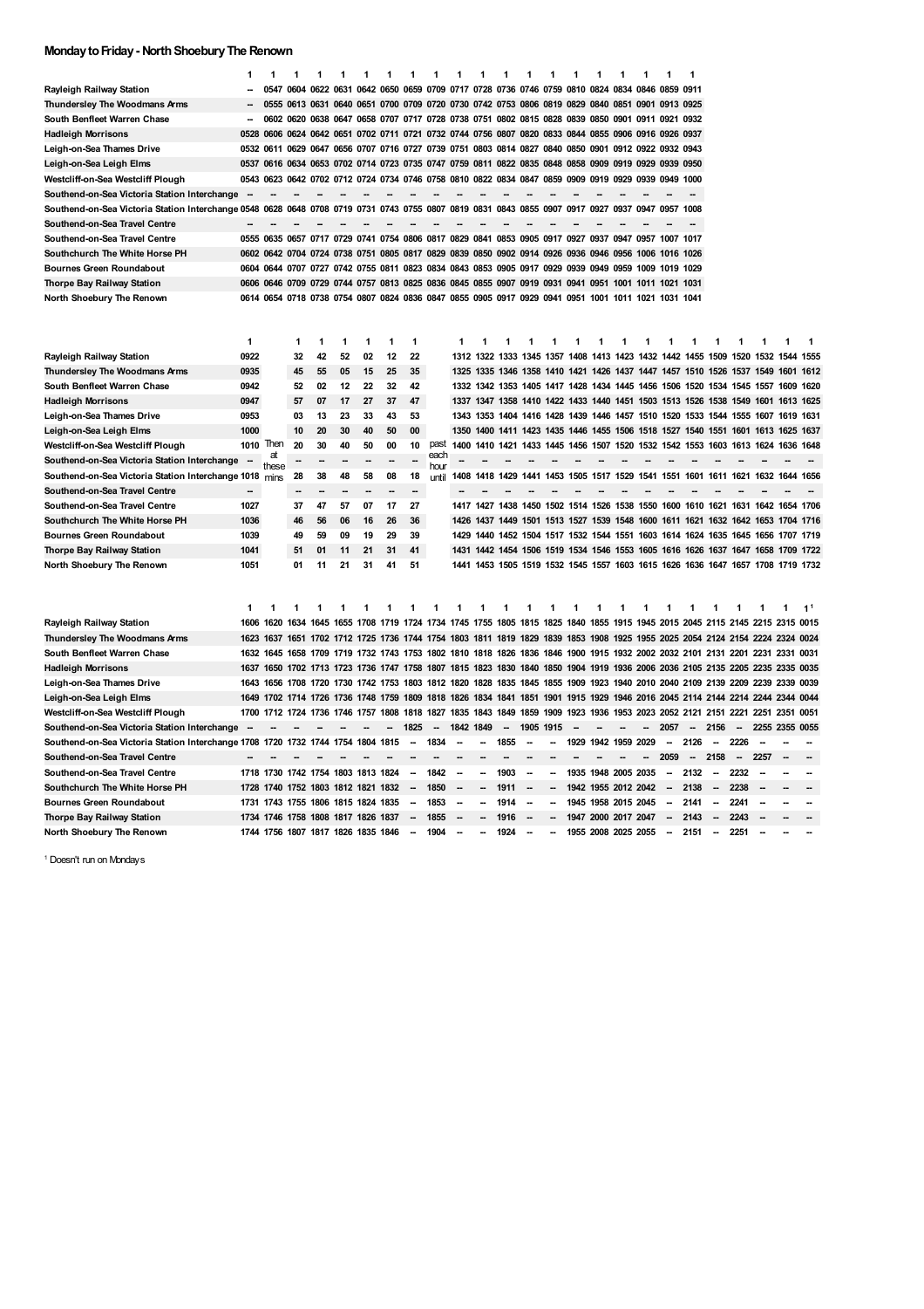## Monday to Friday - North Shoebury The Renown

| | 1 | 1 | 1 | 1 | 1 | 1 | 1 | 1 | 1 | 1 | 1 | 1 | 1 | 1 | 1 | 1 | 1 | 1 | 1 | 1 |
|---|---|---|---|---|---|---|---|---|---|---|---|---|---|---|---|---|---|---|---|---|
| Rayleigh Railway Station | -- | 0547 | 0604 | 0622 | 0631 | 0642 | 0650 | 0659 | 0709 | 0717 | 0728 | 0736 | 0746 | 0759 | 0810 | 0824 | 0834 | 0846 | 0859 | 0911 |
| Thundersley The Woodmans Arms | -- | 0555 | 0613 | 0631 | 0640 | 0651 | 0700 | 0709 | 0720 | 0730 | 0742 | 0753 | 0806 | 0819 | 0829 | 0840 | 0851 | 0901 | 0913 | 0925 |
| South Benfleet Warren Chase | -- | 0602 | 0620 | 0638 | 0647 | 0658 | 0707 | 0717 | 0728 | 0738 | 0751 | 0802 | 0815 | 0828 | 0839 | 0850 | 0901 | 0911 | 0921 | 0932 |
| Hadleigh Morrisons | 0528 | 0606 | 0624 | 0642 | 0651 | 0702 | 0711 | 0721 | 0732 | 0744 | 0756 | 0807 | 0820 | 0833 | 0844 | 0855 | 0906 | 0916 | 0926 | 0937 |
| Leigh-on-Sea Thames Drive | 0532 | 0611 | 0629 | 0647 | 0656 | 0707 | 0716 | 0727 | 0739 | 0751 | 0803 | 0814 | 0827 | 0840 | 0850 | 0901 | 0912 | 0922 | 0932 | 0943 |
| Leigh-on-Sea Leigh Elms | 0537 | 0616 | 0634 | 0653 | 0702 | 0714 | 0723 | 0735 | 0747 | 0759 | 0811 | 0822 | 0835 | 0848 | 0858 | 0909 | 0919 | 0929 | 0939 | 0950 |
| Westcliff-on-Sea Westcliff Plough | 0543 | 0623 | 0642 | 0702 | 0712 | 0724 | 0734 | 0746 | 0758 | 0810 | 0822 | 0834 | 0847 | 0859 | 0909 | 0919 | 0929 | 0939 | 0949 | 1000 |
| Southend-on-Sea Victoria Station Interchange | -- | -- | -- | -- | -- | -- | -- | -- | -- | -- | -- | -- | -- | -- | -- | -- | -- | -- | -- | -- |
| Southend-on-Sea Victoria Station Interchange | 0548 | 0628 | 0648 | 0708 | 0719 | 0731 | 0743 | 0755 | 0807 | 0819 | 0831 | 0843 | 0855 | 0907 | 0917 | 0927 | 0937 | 0947 | 0957 | 1008 |
| Southend-on-Sea Travel Centre | -- | -- | -- | -- | -- | -- | -- | -- | -- | -- | -- | -- | -- | -- | -- | -- | -- | -- | -- | -- |
| Southend-on-Sea Travel Centre | 0555 | 0635 | 0657 | 0717 | 0729 | 0741 | 0754 | 0806 | 0817 | 0829 | 0841 | 0853 | 0905 | 0917 | 0927 | 0937 | 0947 | 0957 | 1007 | 1017 |
| Southchurch The White Horse PH | 0602 | 0642 | 0704 | 0724 | 0738 | 0751 | 0805 | 0817 | 0829 | 0839 | 0850 | 0902 | 0914 | 0926 | 0936 | 0946 | 0956 | 1006 | 1016 | 1026 |
| Bournes Green Roundabout | 0604 | 0644 | 0707 | 0727 | 0742 | 0755 | 0811 | 0823 | 0834 | 0843 | 0853 | 0905 | 0917 | 0929 | 0939 | 0949 | 0959 | 1009 | 1019 | 1029 |
| Thorpe Bay Railway Station | 0606 | 0646 | 0709 | 0729 | 0744 | 0757 | 0813 | 0825 | 0836 | 0845 | 0855 | 0907 | 0919 | 0931 | 0941 | 0951 | 1001 | 1011 | 1021 | 1031 |
| North Shoebury The Renown | 0614 | 0654 | 0718 | 0738 | 0754 | 0807 | 0824 | 0836 | 0847 | 0855 | 0905 | 0917 | 0929 | 0941 | 0951 | 1001 | 1011 | 1021 | 1031 | 1041 |

| | 1 | | 1 | 1 | 1 | 1 | 1 | 1 | | 1 | 1 | 1 | 1 | 1 | 1 | 1 | 1 | 1 | 1 | 1 | 1 | 1 | 1 | 1 | 1 |
|---|---|---|---|---|---|---|---|---|---|---|---|---|---|---|---|---|---|---|---|---|---|---|---|---|---|
| Rayleigh Railway Station | 0922 | | 32 | 42 | 52 | 02 | 12 | 22 | | 1312 | 1322 | 1333 | 1345 | 1357 | 1408 | 1413 | 1423 | 1432 | 1442 | 1455 | 1509 | 1520 | 1532 | 1544 | 1555 |
| Thundersley The Woodmans Arms | 0935 | | 45 | 55 | 05 | 15 | 25 | 35 | | 1325 | 1335 | 1346 | 1358 | 1410 | 1421 | 1426 | 1437 | 1447 | 1457 | 1510 | 1526 | 1537 | 1549 | 1601 | 1612 |
| South Benfleet Warren Chase | 0942 | | 52 | 02 | 12 | 22 | 32 | 42 | | 1332 | 1342 | 1353 | 1405 | 1417 | 1428 | 1434 | 1445 | 1456 | 1506 | 1520 | 1534 | 1545 | 1557 | 1609 | 1620 |
| Hadleigh Morrisons | 0947 | | 57 | 07 | 17 | 27 | 37 | 47 | | 1337 | 1347 | 1358 | 1410 | 1422 | 1433 | 1440 | 1451 | 1503 | 1513 | 1526 | 1538 | 1549 | 1601 | 1613 | 1625 |
| Leigh-on-Sea Thames Drive | 0953 | | 03 | 13 | 23 | 33 | 43 | 53 | | 1343 | 1353 | 1404 | 1416 | 1428 | 1439 | 1446 | 1457 | 1510 | 1520 | 1533 | 1544 | 1555 | 1607 | 1619 | 1631 |
| Leigh-on-Sea Leigh Elms | 1000 | | 10 | 20 | 30 | 40 | 50 | 00 | | 1350 | 1400 | 1411 | 1423 | 1435 | 1446 | 1455 | 1506 | 1518 | 1527 | 1540 | 1551 | 1601 | 1613 | 1625 | 1637 |
| Westcliff-on-Sea Westcliff Plough | 1010 | Then | 20 | 30 | 40 | 50 | 00 | 10 | past | 1400 | 1410 | 1421 | 1433 | 1445 | 1456 | 1507 | 1520 | 1532 | 1542 | 1553 | 1603 | 1613 | 1624 | 1636 | 1648 |
| Southend-on-Sea Victoria Station Interchange | -- | at these | -- | -- | -- | -- | -- | -- | each hour | -- | -- | -- | -- | -- | -- | -- | -- | -- | -- | -- | -- | -- | -- | -- | -- |
| Southend-on-Sea Victoria Station Interchange | 1018 | mins | 28 | 38 | 48 | 58 | 08 | 18 | until | 1408 | 1418 | 1429 | 1441 | 1453 | 1505 | 1517 | 1529 | 1541 | 1551 | 1601 | 1611 | 1621 | 1632 | 1644 | 1656 |
| Southend-on-Sea Travel Centre | -- | | -- | -- | -- | -- | -- | -- | | -- | -- | -- | -- | -- | -- | -- | -- | -- | -- | -- | -- | -- | -- | -- | -- |
| Southend-on-Sea Travel Centre | 1027 | | 37 | 47 | 57 | 07 | 17 | 27 | | 1417 | 1427 | 1438 | 1450 | 1502 | 1514 | 1526 | 1538 | 1550 | 1600 | 1610 | 1621 | 1631 | 1642 | 1654 | 1706 |
| Southchurch The White Horse PH | 1036 | | 46 | 56 | 06 | 16 | 26 | 36 | | 1426 | 1437 | 1449 | 1501 | 1513 | 1527 | 1539 | 1548 | 1600 | 1611 | 1621 | 1632 | 1642 | 1653 | 1704 | 1716 |
| Bournes Green Roundabout | 1039 | | 49 | 59 | 09 | 19 | 29 | 39 | | 1429 | 1440 | 1452 | 1504 | 1517 | 1532 | 1544 | 1551 | 1603 | 1614 | 1624 | 1635 | 1645 | 1656 | 1707 | 1719 |
| Thorpe Bay Railway Station | 1041 | | 51 | 01 | 11 | 21 | 31 | 41 | | 1431 | 1442 | 1454 | 1506 | 1519 | 1534 | 1546 | 1553 | 1605 | 1616 | 1626 | 1637 | 1647 | 1658 | 1709 | 1722 |
| North Shoebury The Renown | 1051 | | 01 | 11 | 21 | 31 | 41 | 51 | | 1441 | 1453 | 1505 | 1519 | 1532 | 1545 | 1557 | 1603 | 1615 | 1626 | 1636 | 1647 | 1657 | 1708 | 1719 | 1732 |

| | 1 | 1 | 1 | 1 | 1 | 1 | 1 | 1 | 1 | 1 | 1 | 1 | 1 | 1 | 1 | 1 | 1 | 1 | 1 | 1 | 1 | 1 | 1 | 1 | 1[1] |
|---|---|---|---|---|---|---|---|---|---|---|---|---|---|---|---|---|---|---|---|---|---|---|---|---|---|
| Rayleigh Railway Station | 1606 | 1620 | 1634 | 1645 | 1655 | 1708 | 1719 | 1724 | 1734 | 1745 | 1755 | 1805 | 1815 | 1825 | 1840 | 1855 | 1915 | 1945 | 2015 | 2045 | 2115 | 2145 | 2215 | 2315 | 0015 |
| Thundersley The Woodmans Arms | 1623 | 1637 | 1651 | 1702 | 1712 | 1725 | 1736 | 1744 | 1754 | 1803 | 1811 | 1819 | 1829 | 1839 | 1853 | 1908 | 1925 | 1955 | 2025 | 2054 | 2124 | 2154 | 2224 | 2324 | 0024 |
| South Benfleet Warren Chase | 1632 | 1645 | 1658 | 1709 | 1719 | 1732 | 1743 | 1753 | 1802 | 1810 | 1818 | 1826 | 1836 | 1846 | 1900 | 1915 | 1932 | 2002 | 2032 | 2101 | 2131 | 2201 | 2231 | 2331 | 0031 |
| Hadleigh Morrisons | 1637 | 1650 | 1702 | 1713 | 1723 | 1736 | 1747 | 1758 | 1807 | 1815 | 1823 | 1830 | 1840 | 1850 | 1904 | 1919 | 1936 | 2006 | 2036 | 2105 | 2135 | 2205 | 2235 | 2335 | 0035 |
| Leigh-on-Sea Thames Drive | 1643 | 1656 | 1708 | 1720 | 1730 | 1742 | 1753 | 1803 | 1812 | 1820 | 1828 | 1835 | 1845 | 1855 | 1909 | 1923 | 1940 | 2010 | 2040 | 2109 | 2139 | 2209 | 2239 | 2339 | 0039 |
| Leigh-on-Sea Leigh Elms | 1649 | 1702 | 1714 | 1726 | 1736 | 1748 | 1759 | 1809 | 1818 | 1826 | 1834 | 1841 | 1851 | 1901 | 1915 | 1929 | 1946 | 2016 | 2045 | 2114 | 2144 | 2214 | 2244 | 2344 | 0044 |
| Westcliff-on-Sea Westcliff Plough | 1700 | 1712 | 1724 | 1736 | 1746 | 1757 | 1808 | 1818 | 1827 | 1835 | 1843 | 1849 | 1859 | 1909 | 1923 | 1936 | 1953 | 2023 | 2052 | 2121 | 2151 | 2221 | 2251 | 2351 | 0051 |
| Southend-on-Sea Victoria Station Interchange | -- | -- | -- | -- | -- | -- | -- | 1825 | -- | 1842 | 1849 | -- | 1905 | 1915 | -- | -- | -- | -- | 2057 | -- | 2156 | -- | 2255 | 2355 | 0055 |
| Southend-on-Sea Victoria Station Interchange | 1708 | 1720 | 1732 | 1744 | 1754 | 1804 | 1815 | -- | 1834 | -- | -- | 1855 | -- | -- | 1929 | 1942 | 1959 | 2029 | -- | 2126 | -- | 2226 | -- | -- | -- |
| Southend-on-Sea Travel Centre | -- | -- | -- | -- | -- | -- | -- | -- | -- | -- | -- | -- | -- | -- | -- | -- | -- | -- | 2059 | -- | 2158 | -- | 2257 | -- | -- |
| Southend-on-Sea Travel Centre | 1718 | 1730 | 1742 | 1754 | 1803 | 1813 | 1824 | -- | 1842 | -- | -- | 1903 | -- | -- | 1935 | 1948 | 2005 | 2035 | -- | 2132 | -- | 2232 | -- | -- | -- |
| Southchurch The White Horse PH | 1728 | 1740 | 1752 | 1803 | 1812 | 1821 | 1832 | -- | 1850 | -- | -- | 1911 | -- | -- | 1942 | 1955 | 2012 | 2042 | -- | 2138 | -- | 2238 | -- | -- | -- |
| Bournes Green Roundabout | 1731 | 1743 | 1755 | 1806 | 1815 | 1824 | 1835 | -- | 1853 | -- | -- | 1914 | -- | -- | 1945 | 1958 | 2015 | 2045 | -- | 2141 | -- | 2241 | -- | -- | -- |
| Thorpe Bay Railway Station | 1734 | 1746 | 1758 | 1808 | 1817 | 1826 | 1837 | -- | 1855 | -- | -- | 1916 | -- | -- | 1947 | 2000 | 2017 | 2047 | -- | 2143 | -- | 2243 | -- | -- | -- |
| North Shoebury The Renown | 1744 | 1756 | 1807 | 1817 | 1826 | 1835 | 1846 | -- | 1904 | -- | -- | 1924 | -- | -- | 1955 | 2008 | 2025 | 2055 | -- | 2151 | -- | 2251 | -- | -- | -- |

[1] Doesn't run on Mondays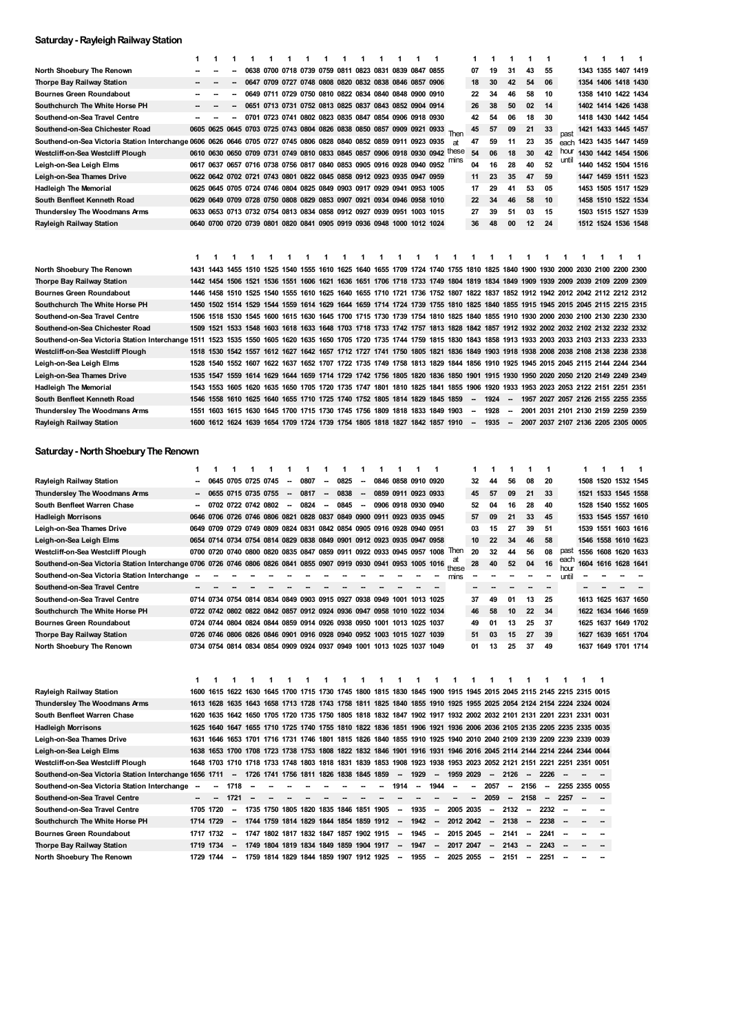## Saturday - Rayleigh Railway Station

| Stop | 1 | 1 | 1 | 1 | 1 | 1 | 1 | 1 | 1 | 1 | 1 | 1 | 1 | 1 | | 1 | 1 | 1 | 1 | 1 | | 1 | 1 | 1 | 1 |
|---|---|---|---|---|---|---|---|---|---|---|---|---|---|---|---|---|---|---|---|---|---|---|---|---|---|
| North Shoebury The Renown | -- | -- | -- | 0638 | 0700 | 0718 | 0739 | 0759 | 0811 | 0823 | 0831 | 0839 | 0847 | 0855 | | 07 | 19 | 31 | 43 | 55 | | 1343 | 1355 | 1407 | 1419 |
| Thorpe Bay Railway Station | -- | -- | -- | 0647 | 0709 | 0727 | 0748 | 0808 | 0820 | 0832 | 0838 | 0846 | 0857 | 0906 | | 18 | 30 | 42 | 54 | 06 | | 1354 | 1406 | 1418 | 1430 |
| Bournes Green Roundabout | -- | -- | -- | 0649 | 0711 | 0729 | 0750 | 0810 | 0822 | 0834 | 0840 | 0848 | 0900 | 0910 | | 22 | 34 | 46 | 58 | 10 | | 1358 | 1410 | 1422 | 1434 |
| Southchurch The White Horse PH | -- | -- | -- | 0651 | 0713 | 0731 | 0752 | 0813 | 0825 | 0837 | 0843 | 0852 | 0904 | 0914 | | 26 | 38 | 50 | 02 | 14 | | 1402 | 1414 | 1426 | 1438 |
| Southend-on-Sea Travel Centre | -- | -- | -- | 0701 | 0723 | 0741 | 0802 | 0823 | 0835 | 0847 | 0854 | 0906 | 0918 | 0930 | | 42 | 54 | 06 | 18 | 30 | | 1418 | 1430 | 1442 | 1454 |
| Southend-on-Sea Chichester Road | 0605 | 0625 | 0645 | 0703 | 0725 | 0743 | 0804 | 0826 | 0838 | 0850 | 0857 | 0909 | 0921 | 0933 | Then | 45 | 57 | 09 | 21 | 33 | past | 1421 | 1433 | 1445 | 1457 |
| Southend-on-Sea Victoria Station Interchange | 0606 | 0626 | 0646 | 0705 | 0727 | 0745 | 0806 | 0828 | 0840 | 0852 | 0859 | 0911 | 0923 | 0935 | at | 47 | 59 | 11 | 23 | 35 | each | 1423 | 1435 | 1447 | 1459 |
| Westcliff-on-Sea Westcliff Plough | 0610 | 0630 | 0650 | 0709 | 0731 | 0749 | 0810 | 0833 | 0845 | 0857 | 0906 | 0918 | 0930 | 0942 | these | 54 | 06 | 18 | 30 | 42 | hour | 1430 | 1442 | 1454 | 1506 |
| Leigh-on-Sea Leigh Elms | 0617 | 0637 | 0657 | 0716 | 0738 | 0756 | 0817 | 0840 | 0853 | 0905 | 0916 | 0928 | 0940 | 0952 | mins | 04 | 16 | 28 | 40 | 52 | until | 1440 | 1452 | 1504 | 1516 |
| Leigh-on-Sea Thames Drive | 0622 | 0642 | 0702 | 0721 | 0743 | 0801 | 0822 | 0845 | 0858 | 0912 | 0923 | 0935 | 0947 | 0959 | | 11 | 23 | 35 | 47 | 59 | | 1447 | 1459 | 1511 | 1523 |
| Hadleigh The Memorial | 0625 | 0645 | 0705 | 0724 | 0746 | 0804 | 0825 | 0849 | 0903 | 0917 | 0929 | 0941 | 0953 | 1005 | | 17 | 29 | 41 | 53 | 05 | | 1453 | 1505 | 1517 | 1529 |
| South Benfleet Kenneth Road | 0629 | 0649 | 0709 | 0728 | 0750 | 0808 | 0829 | 0853 | 0907 | 0921 | 0934 | 0946 | 0958 | 1010 | | 22 | 34 | 46 | 58 | 10 | | 1458 | 1510 | 1522 | 1534 |
| Thundersley The Woodmans Arms | 0633 | 0653 | 0713 | 0732 | 0754 | 0813 | 0834 | 0858 | 0912 | 0927 | 0939 | 0951 | 1003 | 1015 | | 27 | 39 | 51 | 03 | 15 | | 1503 | 1515 | 1527 | 1539 |
| Rayleigh Railway Station | 0640 | 0700 | 0720 | 0739 | 0801 | 0820 | 0841 | 0905 | 0919 | 0936 | 0948 | 1000 | 1012 | 1024 | | 36 | 48 | 00 | 12 | 24 | | 1512 | 1524 | 1536 | 1548 |

| Stop | 1 | 1 | 1 | 1 | 1 | 1 | 1 | 1 | 1 | 1 | 1 | 1 | 1 | 1 | 1 | 1 | 1 | 1 | 1 | 1 | 1 | 1 | 1 | 1 | 1 |
|---|---|---|---|---|---|---|---|---|---|---|---|---|---|---|---|---|---|---|---|---|---|---|---|---|---|
| North Shoebury The Renown | 1431 | 1443 | 1455 | 1510 | 1525 | 1540 | 1555 | 1610 | 1625 | 1640 | 1655 | 1709 | 1724 | 1740 | 1755 | 1810 | 1825 | 1840 | 1900 | 1930 | 2000 | 2030 | 2100 | 2200 | 2300 |
| Thorpe Bay Railway Station | 1442 | 1454 | 1506 | 1521 | 1536 | 1551 | 1606 | 1621 | 1636 | 1651 | 1706 | 1718 | 1733 | 1749 | 1804 | 1819 | 1834 | 1849 | 1909 | 1939 | 2009 | 2039 | 2109 | 2209 | 2309 |
| Bournes Green Roundabout | 1446 | 1458 | 1510 | 1525 | 1540 | 1555 | 1610 | 1625 | 1640 | 1655 | 1710 | 1721 | 1736 | 1752 | 1807 | 1822 | 1837 | 1852 | 1912 | 1942 | 2012 | 2042 | 2112 | 2212 | 2312 |
| Southchurch The White Horse PH | 1450 | 1502 | 1514 | 1529 | 1544 | 1559 | 1614 | 1629 | 1644 | 1659 | 1714 | 1724 | 1739 | 1755 | 1810 | 1825 | 1840 | 1855 | 1915 | 1945 | 2015 | 2045 | 2115 | 2215 | 2315 |
| Southend-on-Sea Travel Centre | 1506 | 1518 | 1530 | 1545 | 1600 | 1615 | 1630 | 1645 | 1700 | 1715 | 1730 | 1739 | 1754 | 1810 | 1825 | 1840 | 1855 | 1910 | 1930 | 2000 | 2030 | 2100 | 2130 | 2230 | 2330 |
| Southend-on-Sea Chichester Road | 1509 | 1521 | 1533 | 1548 | 1603 | 1618 | 1633 | 1648 | 1703 | 1718 | 1733 | 1742 | 1757 | 1813 | 1828 | 1842 | 1857 | 1912 | 1932 | 2002 | 2032 | 2102 | 2132 | 2232 | 2332 |
| Southend-on-Sea Victoria Station Interchange | 1511 | 1523 | 1535 | 1550 | 1605 | 1620 | 1635 | 1650 | 1705 | 1720 | 1735 | 1744 | 1759 | 1815 | 1830 | 1843 | 1858 | 1913 | 1933 | 2003 | 2033 | 2103 | 2133 | 2233 | 2333 |
| Westcliff-on-Sea Westcliff Plough | 1518 | 1530 | 1542 | 1557 | 1612 | 1627 | 1642 | 1657 | 1712 | 1727 | 1742 | 1751 | 1806 | 1821 | 1836 | 1849 | 1903 | 1918 | 1938 | 2008 | 2038 | 2108 | 2138 | 2238 | 2338 |
| Leigh-on-Sea Leigh Elms | 1528 | 1540 | 1552 | 1607 | 1622 | 1637 | 1652 | 1707 | 1722 | 1735 | 1749 | 1758 | 1813 | 1829 | 1844 | 1856 | 1910 | 1925 | 1945 | 2015 | 2045 | 2115 | 2144 | 2244 | 2344 |
| Leigh-on-Sea Thames Drive | 1535 | 1547 | 1559 | 1614 | 1629 | 1644 | 1659 | 1714 | 1729 | 1742 | 1756 | 1805 | 1820 | 1836 | 1850 | 1901 | 1915 | 1930 | 1950 | 2020 | 2050 | 2120 | 2149 | 2249 | 2349 |
| Hadleigh The Memorial | 1543 | 1553 | 1605 | 1620 | 1635 | 1650 | 1705 | 1720 | 1735 | 1747 | 1801 | 1810 | 1825 | 1841 | 1855 | 1906 | 1920 | 1933 | 1953 | 2023 | 2053 | 2122 | 2151 | 2251 | 2351 |
| South Benfleet Kenneth Road | 1546 | 1558 | 1610 | 1625 | 1640 | 1655 | 1710 | 1725 | 1740 | 1752 | 1805 | 1814 | 1829 | 1845 | 1859 | -- | 1924 | -- | 1957 | 2027 | 2057 | 2126 | 2155 | 2255 | 2355 |
| Thundersley The Woodmans Arms | 1551 | 1603 | 1615 | 1630 | 1645 | 1700 | 1715 | 1730 | 1745 | 1756 | 1809 | 1818 | 1833 | 1849 | 1903 | -- | 1928 | -- | 2001 | 2031 | 2101 | 2130 | 2159 | 2259 | 2359 |
| Rayleigh Railway Station | 1600 | 1612 | 1624 | 1639 | 1654 | 1709 | 1724 | 1739 | 1754 | 1805 | 1818 | 1827 | 1842 | 1857 | 1910 | -- | 1935 | -- | 2007 | 2037 | 2107 | 2136 | 2205 | 2305 | 0005 |

## Saturday - North Shoebury The Renown

| Stop | 1 | 1 | 1 | 1 | 1 | 1 | 1 | 1 | 1 | 1 | 1 | 1 | 1 | 1 | | 1 | 1 | 1 | 1 | 1 | | 1 | 1 | 1 | 1 |
|---|---|---|---|---|---|---|---|---|---|---|---|---|---|---|---|---|---|---|---|---|---|---|---|---|---|
| Rayleigh Railway Station | -- | 0645 | 0705 | 0725 | 0745 | -- | 0807 | -- | 0825 | -- | 0846 | 0858 | 0910 | 0920 | | 32 | 44 | 56 | 08 | 20 | | 1508 | 1520 | 1532 | 1545 |
| Thundersley The Woodmans Arms | -- | 0655 | 0715 | 0735 | 0755 | -- | 0817 | -- | 0838 | -- | 0859 | 0911 | 0923 | 0933 | | 45 | 57 | 09 | 21 | 33 | | 1521 | 1533 | 1545 | 1558 |
| South Benfleet Warren Chase | -- | 0702 | 0722 | 0742 | 0802 | -- | 0824 | -- | 0845 | -- | 0906 | 0918 | 0930 | 0940 | | 52 | 04 | 16 | 28 | 40 | | 1528 | 1540 | 1552 | 1605 |
| Hadleigh Morrisons | 0646 | 0706 | 0726 | 0746 | 0806 | 0821 | 0828 | 0837 | 0849 | 0900 | 0911 | 0923 | 0935 | 0945 | | 57 | 09 | 21 | 33 | 45 | | 1533 | 1545 | 1557 | 1610 |
| Leigh-on-Sea Thames Drive | 0649 | 0709 | 0729 | 0749 | 0809 | 0824 | 0831 | 0842 | 0854 | 0905 | 0916 | 0928 | 0940 | 0951 | | 03 | 15 | 27 | 39 | 51 | | 1539 | 1551 | 1603 | 1616 |
| Leigh-on-Sea Leigh Elms | 0654 | 0714 | 0734 | 0754 | 0814 | 0829 | 0838 | 0849 | 0901 | 0912 | 0923 | 0935 | 0947 | 0958 | | 10 | 22 | 34 | 46 | 58 | | 1546 | 1558 | 1610 | 1623 |
| Westcliff-on-Sea Westcliff Plough | 0700 | 0720 | 0740 | 0800 | 0820 | 0835 | 0847 | 0859 | 0911 | 0922 | 0933 | 0945 | 0957 | 1008 | Then | 20 | 32 | 44 | 56 | 08 | past | 1556 | 1608 | 1620 | 1633 |
| Southend-on-Sea Victoria Station Interchange | 0706 | 0726 | 0746 | 0806 | 0826 | 0841 | 0855 | 0907 | 0919 | 0930 | 0941 | 0953 | 1005 | 1016 | at these | 28 | 40 | 52 | 04 | 16 | each hour | 1604 | 1616 | 1628 | 1641 |
| Southend-on-Sea Victoria Station Interchange | -- | -- | -- | -- | -- | -- | -- | -- | -- | -- | -- | -- | -- | -- | mins | -- | -- | -- | -- | -- | until | -- | -- | -- | -- |
| Southend-on-Sea Travel Centre | -- | -- | -- | -- | -- | -- | -- | -- | -- | -- | -- | -- | -- | -- | | -- | -- | -- | -- | -- | | -- | -- | -- | -- |
| Southend-on-Sea Travel Centre | 0714 | 0734 | 0754 | 0814 | 0834 | 0849 | 0903 | 0915 | 0927 | 0938 | 0949 | 1001 | 1013 | 1025 | | 37 | 49 | 01 | 13 | 25 | | 1613 | 1625 | 1637 | 1650 |
| Southchurch The White Horse PH | 0722 | 0742 | 0802 | 0822 | 0842 | 0857 | 0912 | 0924 | 0936 | 0947 | 0958 | 1010 | 1022 | 1034 | | 46 | 58 | 10 | 22 | 34 | | 1622 | 1634 | 1646 | 1659 |
| Bournes Green Roundabout | 0724 | 0744 | 0804 | 0824 | 0844 | 0859 | 0914 | 0926 | 0938 | 0950 | 1001 | 1013 | 1025 | 1037 | | 49 | 01 | 13 | 25 | 37 | | 1625 | 1637 | 1649 | 1702 |
| Thorpe Bay Railway Station | 0726 | 0746 | 0806 | 0826 | 0846 | 0901 | 0916 | 0928 | 0940 | 0952 | 1003 | 1015 | 1027 | 1039 | | 51 | 03 | 15 | 27 | 39 | | 1627 | 1639 | 1651 | 1704 |
| North Shoebury The Renown | 0734 | 0754 | 0814 | 0834 | 0854 | 0909 | 0924 | 0937 | 0949 | 1001 | 1013 | 1025 | 1037 | 1049 | | 01 | 13 | 25 | 37 | 49 | | 1637 | 1649 | 1701 | 1714 |

| Stop | 1 | 1 | 1 | 1 | 1 | 1 | 1 | 1 | 1 | 1 | 1 | 1 | 1 | 1 | 1 | 1 | 1 | 1 | 1 | 1 | 1 | 1 | 1 |
|---|---|---|---|---|---|---|---|---|---|---|---|---|---|---|---|---|---|---|---|---|---|---|---|
| Rayleigh Railway Station | 1600 | 1615 | 1622 | 1630 | 1645 | 1700 | 1715 | 1730 | 1745 | 1800 | 1815 | 1830 | 1845 | 1900 | 1915 | 1945 | 2015 | 2045 | 2115 | 2145 | 2215 | 2315 | 0015 |
| Thundersley The Woodmans Arms | 1613 | 1628 | 1635 | 1643 | 1658 | 1713 | 1728 | 1743 | 1758 | 1811 | 1825 | 1840 | 1855 | 1910 | 1925 | 1955 | 2025 | 2054 | 2124 | 2154 | 2224 | 2324 | 0024 |
| South Benfleet Warren Chase | 1620 | 1635 | 1642 | 1650 | 1705 | 1720 | 1735 | 1750 | 1805 | 1818 | 1832 | 1847 | 1902 | 1917 | 1932 | 2002 | 2032 | 2101 | 2131 | 2201 | 2231 | 2331 | 0031 |
| Hadleigh Morrisons | 1625 | 1640 | 1647 | 1655 | 1710 | 1725 | 1740 | 1755 | 1810 | 1822 | 1836 | 1851 | 1906 | 1921 | 1936 | 2006 | 2036 | 2105 | 2135 | 2205 | 2235 | 2335 | 0035 |
| Leigh-on-Sea Thames Drive | 1631 | 1646 | 1653 | 1701 | 1716 | 1731 | 1746 | 1801 | 1815 | 1826 | 1840 | 1855 | 1910 | 1925 | 1940 | 2010 | 2040 | 2109 | 2139 | 2209 | 2239 | 2339 | 0039 |
| Leigh-on-Sea Leigh Elms | 1638 | 1653 | 1700 | 1708 | 1723 | 1738 | 1753 | 1808 | 1822 | 1832 | 1846 | 1901 | 1916 | 1931 | 1946 | 2016 | 2045 | 2114 | 2144 | 2214 | 2244 | 2344 | 0044 |
| Westcliff-on-Sea Westcliff Plough | 1648 | 1703 | 1710 | 1718 | 1733 | 1748 | 1803 | 1818 | 1831 | 1839 | 1853 | 1908 | 1923 | 1938 | 1953 | 2023 | 2052 | 2121 | 2151 | 2221 | 2251 | 2351 | 0051 |
| Southend-on-Sea Victoria Station Interchange | 1656 | 1711 | -- | 1726 | 1741 | 1756 | 1811 | 1826 | 1838 | 1845 | 1859 | -- | 1929 | -- | 1959 | 2029 | -- | 2126 | -- | 2226 | -- | -- | -- |
| Southend-on-Sea Victoria Station Interchange | -- | -- | 1718 | -- | -- | -- | -- | -- | -- | -- | -- | 1914 | -- | 1944 | -- | -- | 2057 | -- | 2156 | -- | 2255 | 2355 | 0055 |
| Southend-on-Sea Travel Centre | -- | -- | 1721 | -- | -- | -- | -- | -- | -- | -- | -- | -- | -- | -- | -- | -- | 2059 | -- | 2158 | -- | 2257 | -- | -- |
| Southend-on-Sea Travel Centre | 1705 | 1720 | -- | 1735 | 1750 | 1805 | 1820 | 1835 | 1846 | 1851 | 1905 | -- | 1935 | -- | 2005 | 2035 | -- | 2132 | -- | 2232 | -- | -- | -- |
| Southchurch The White Horse PH | 1714 | 1729 | -- | 1744 | 1759 | 1814 | 1829 | 1844 | 1854 | 1859 | 1912 | -- | 1942 | -- | 2012 | 2042 | -- | 2138 | -- | 2238 | -- | -- | -- |
| Bournes Green Roundabout | 1717 | 1732 | -- | 1747 | 1802 | 1817 | 1832 | 1847 | 1857 | 1902 | 1915 | -- | 1945 | -- | 2015 | 2045 | -- | 2141 | -- | 2241 | -- | -- | -- |
| Thorpe Bay Railway Station | 1719 | 1734 | -- | 1749 | 1804 | 1819 | 1834 | 1849 | 1859 | 1904 | 1917 | -- | 1947 | -- | 2017 | 2047 | -- | 2143 | -- | 2243 | -- | -- | -- |
| North Shoebury The Renown | 1729 | 1744 | -- | 1759 | 1814 | 1829 | 1844 | 1859 | 1907 | 1912 | 1925 | -- | 1955 | -- | 2025 | 2055 | -- | 2151 | -- | 2251 | -- | -- | -- |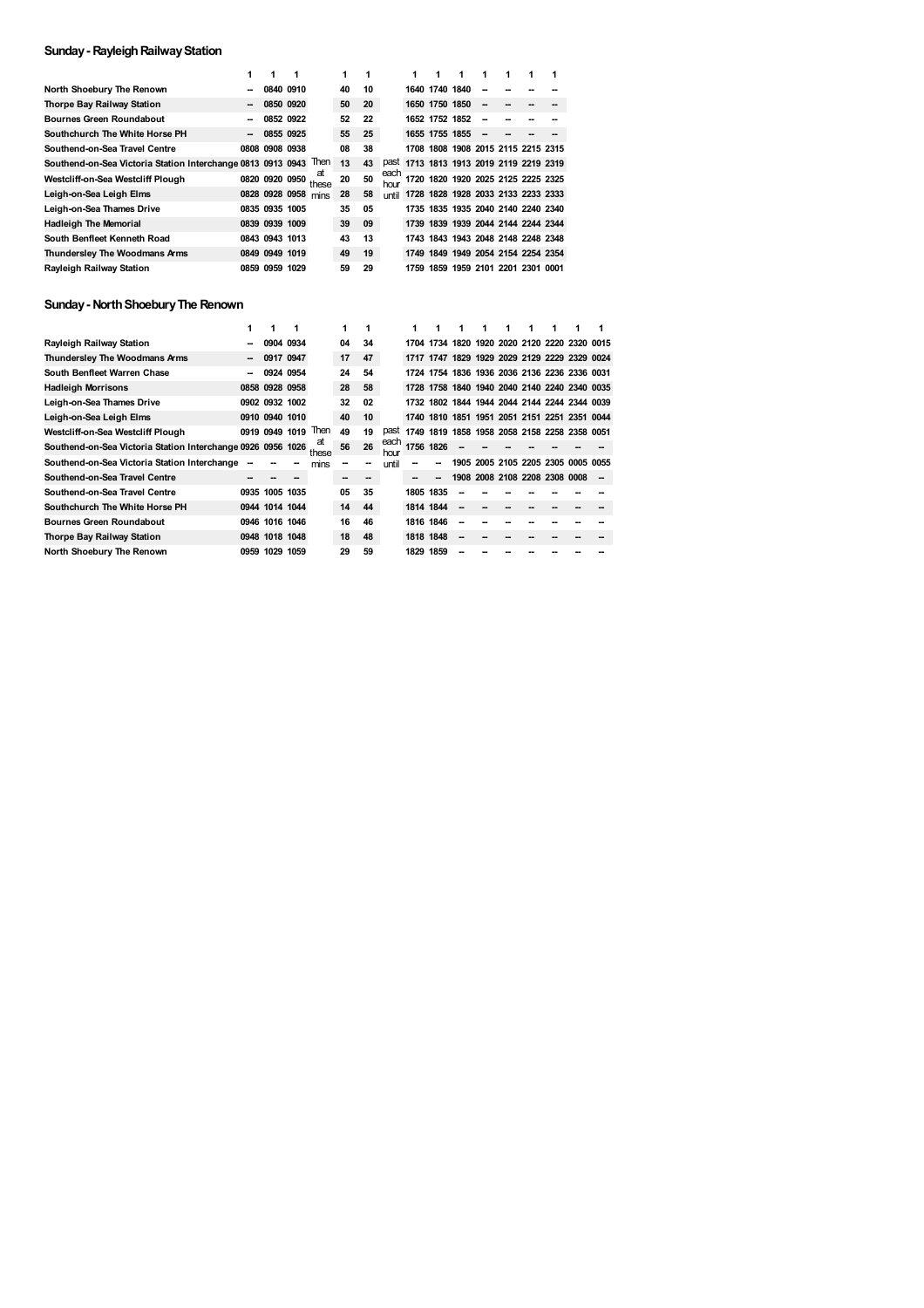## Sunday - Rayleigh Railway Station

| | 1 | 1 | 1 | | 1 | 1 | | 1 | 1 | 1 | 1 | 1 | 1 | 1 |
|---|---|---|---|---|---|---|---|---|---|---|---|---|---|---|
| North Shoebury The Renown | -- | 0840 | 0910 | | 40 | 10 | | 1640 | 1740 | 1840 | -- | -- | -- | -- |
| Thorpe Bay Railway Station | -- | 0850 | 0920 | | 50 | 20 | | 1650 | 1750 | 1850 | -- | -- | -- | -- |
| Bournes Green Roundabout | -- | 0852 | 0922 | | 52 | 22 | | 1652 | 1752 | 1852 | -- | -- | -- | -- |
| Southchurch The White Horse PH | -- | 0855 | 0925 | | 55 | 25 | | 1655 | 1755 | 1855 | -- | -- | -- | -- |
| Southend-on-Sea Travel Centre | 0808 | 0908 | 0938 | | 08 | 38 | | 1708 | 1808 | 1908 | 2015 | 2115 | 2215 | 2315 |
| Southend-on-Sea Victoria Station Interchange | 0813 | 0913 | 0943 | Then | 13 | 43 | past | 1713 | 1813 | 1913 | 2019 | 2119 | 2219 | 2319 |
| Westcliff-on-Sea Westcliff Plough | 0820 | 0920 | 0950 | at these | 20 | 50 | each hour | 1720 | 1820 | 1920 | 2025 | 2125 | 2225 | 2325 |
| Leigh-on-Sea Leigh Elms | 0828 | 0928 | 0958 | mins | 28 | 58 | until | 1728 | 1828 | 1928 | 2033 | 2133 | 2233 | 2333 |
| Leigh-on-Sea Thames Drive | 0835 | 0935 | 1005 | | 35 | 05 | | 1735 | 1835 | 1935 | 2040 | 2140 | 2240 | 2340 |
| Hadleigh The Memorial | 0839 | 0939 | 1009 | | 39 | 09 | | 1739 | 1839 | 1939 | 2044 | 2144 | 2244 | 2344 |
| South Benfleet Kenneth Road | 0843 | 0943 | 1013 | | 43 | 13 | | 1743 | 1843 | 1943 | 2048 | 2148 | 2248 | 2348 |
| Thundersley The Woodmans Arms | 0849 | 0949 | 1019 | | 49 | 19 | | 1749 | 1849 | 1949 | 2054 | 2154 | 2254 | 2354 |
| Rayleigh Railway Station | 0859 | 0959 | 1029 | | 59 | 29 | | 1759 | 1859 | 1959 | 2101 | 2201 | 2301 | 0001 |

## Sunday - North Shoebury The Renown

| | 1 | 1 | 1 | | 1 | 1 | | 1 | 1 | 1 | 1 | 1 | 1 | 1 | 1 | 1 |
|---|---|---|---|---|---|---|---|---|---|---|---|---|---|---|---|---|
| Rayleigh Railway Station | -- | 0904 | 0934 | | 04 | 34 | | 1704 | 1734 | 1820 | 1920 | 2020 | 2120 | 2220 | 2320 | 0015 |
| Thundersley The Woodmans Arms | -- | 0917 | 0947 | | 17 | 47 | | 1717 | 1747 | 1829 | 1929 | 2029 | 2129 | 2229 | 2329 | 0024 |
| South Benfleet Warren Chase | -- | 0924 | 0954 | | 24 | 54 | | 1724 | 1754 | 1836 | 1936 | 2036 | 2136 | 2236 | 2336 | 0031 |
| Hadleigh Morrisons | 0858 | 0928 | 0958 | | 28 | 58 | | 1728 | 1758 | 1840 | 1940 | 2040 | 2140 | 2240 | 2340 | 0035 |
| Leigh-on-Sea Thames Drive | 0902 | 0932 | 1002 | | 32 | 02 | | 1732 | 1802 | 1844 | 1944 | 2044 | 2144 | 2244 | 2344 | 0039 |
| Leigh-on-Sea Leigh Elms | 0910 | 0940 | 1010 | | 40 | 10 | | 1740 | 1810 | 1851 | 1951 | 2051 | 2151 | 2251 | 2351 | 0044 |
| Westcliff-on-Sea Westcliff Plough | 0919 | 0949 | 1019 | Then | 49 | 19 | past | 1749 | 1819 | 1858 | 1958 | 2058 | 2158 | 2258 | 2358 | 0051 |
| Southend-on-Sea Victoria Station Interchange | 0926 | 0956 | 1026 | at these | 56 | 26 | each hour | 1756 | 1826 | -- | -- | -- | -- | -- | -- | -- |
| Southend-on-Sea Victoria Station Interchange | -- | -- | -- | mins | -- | -- | until | -- | -- | 1905 | 2005 | 2105 | 2205 | 2305 | 0005 | 0055 |
| Southend-on-Sea Travel Centre | -- | -- | -- | | -- | -- | | -- | -- | 1908 | 2008 | 2108 | 2208 | 2308 | 0008 | -- |
| Southend-on-Sea Travel Centre | 0935 | 1005 | 1035 | | 05 | 35 | | 1805 | 1835 | -- | -- | -- | -- | -- | -- | -- |
| Southchurch The White Horse PH | 0944 | 1014 | 1044 | | 14 | 44 | | 1814 | 1844 | -- | -- | -- | -- | -- | -- | -- |
| Bournes Green Roundabout | 0946 | 1016 | 1046 | | 16 | 46 | | 1816 | 1846 | -- | -- | -- | -- | -- | -- | -- |
| Thorpe Bay Railway Station | 0948 | 1018 | 1048 | | 18 | 48 | | 1818 | 1848 | -- | -- | -- | -- | -- | -- | -- |
| North Shoebury The Renown | 0959 | 1029 | 1059 | | 29 | 59 | | 1829 | 1859 | -- | -- | -- | -- | -- | -- | -- |